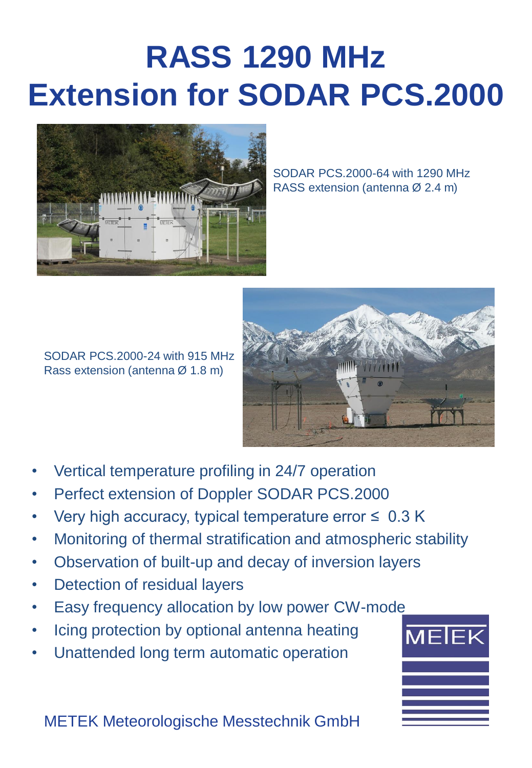# RASS 1290 MHz Extension for SODAR PCS.2000

SODAR PCS.2000-64 with 1290 MHz RASS extension (antenna Ø 2.4 m)

SODAR PCS.2000-24 with 915 MHz Rass extension (antenna Ø 1.8 m)

- Vertical temperature profiling in 24/7 operation
- Perfect extension of Doppler SODAR PCS.2000
- Very high accuracy, typical temperature error ≤ 0.3 K
- Monitoring of thermal stratification and atmospheric stability
- Observation of built-up and decay of inversion layers
- Detection of residual layers
- Easy frequency allocation by low power CW-mode
- Icing protection by optional antenna heating
- Unattended long term automatic operation

METEK Meteorologische Messtechnik GmbH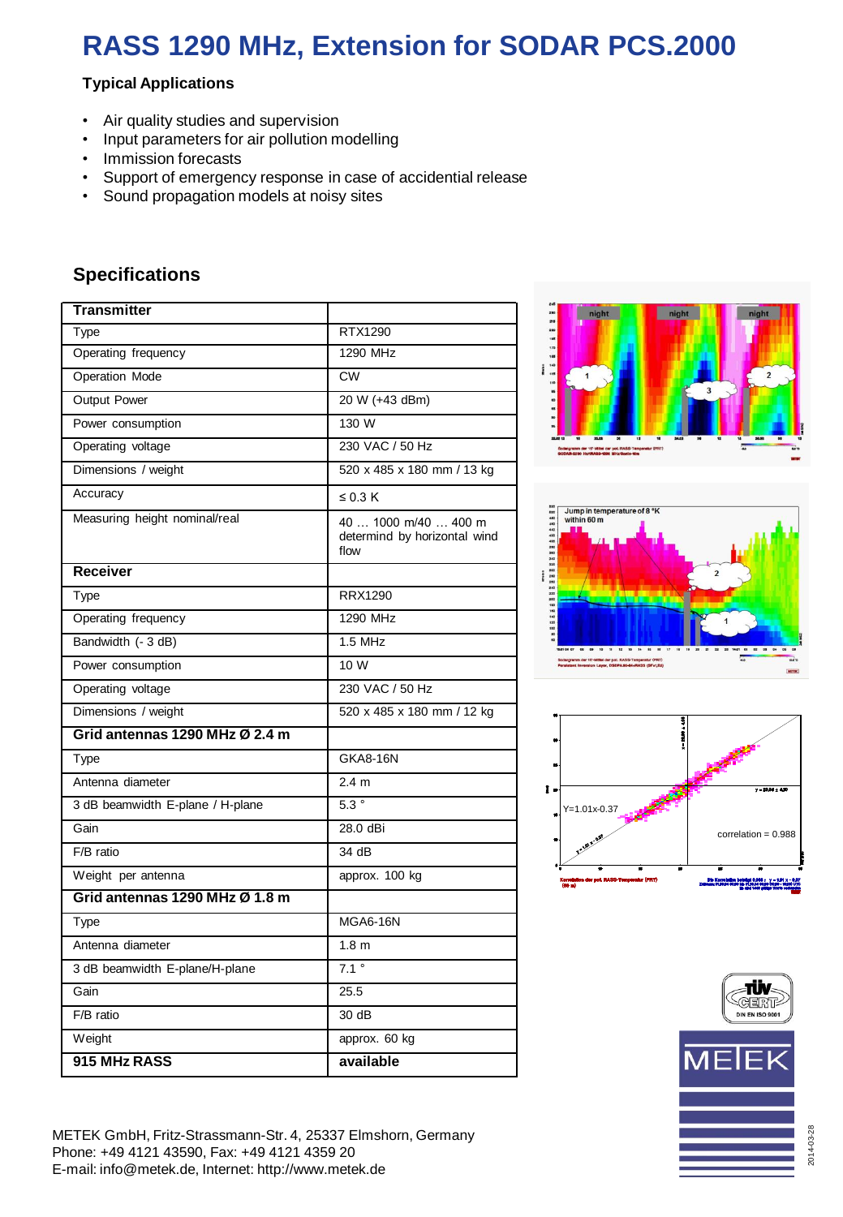# RASS 1290 MHz, Extension for SODAR PCS.2000

**Typical Applications**

- Air quality studies and supervision
- Input parameters for air pollution modelling
- Immission forecasts
- Support of emergency response in case of accidential release
- Sound propagation models at noisy sites

## Specifications

| | |
|---|---|
| **Transmitter** | |
| Type | RTX1290 |
| Operating frequency | 1290 MHz |
| Operation Mode | CW |
| Output Power | 20 W (+43 dBm) |
| Power consumption | 130 W |
| Operating voltage | 230 VAC / 50 Hz |
| Dimensions / weight | 520 x 485 x 180 mm / 13 kg |
| Accuracy | ≤ 0.3 K |
| Measuring height nominal/real | 40 … 1000 m/40 … 400 m determind by horizontal wind flow |
| **Receiver** | |
| Type | RRX1290 |
| Operating frequency | 1290 MHz |
| Bandwidth (- 3 dB) | 1.5 MHz |
| Power consumption | 10 W |
| Operating voltage | 230 VAC / 50 Hz |
| Dimensions / weight | 520 x 485 x 180 mm / 12 kg |
| **Grid antennas 1290 MHz Ø 2.4 m** | |
| Type | GKA8-16N |
| Antenna diameter | 2.4 m |
| 3 dB beamwidth E-plane / H-plane | 5.3 ° |
| Gain | 28.0 dBi |
| F/B ratio | 34 dB |
| Weight per antenna | approx. 100 kg |
| **Grid antennas 1290 MHz Ø 1.8 m** | |
| Type | MGA6-16N |
| Antenna diameter | 1.8 m |
| 3 dB beamwidth E-plane/H-plane | 7.1 ° |
| Gain | 25.5 |
| F/B ratio | 30 dB |
| Weight | approx. 60 kg |
| **915 MHz RASS** | **available** |

night
night
night
1
2
3

Jump in temperature of 8 °K
within 60 m
2
1

Y=1.01x-0.37
correlation = 0.988

METEK GmbH, Fritz-Strassmann-Str. 4, 25337 Elmshorn, Germany
Phone: +49 4121 43590, Fax: +49 4121 4359 20
E-mail: info@metek.de, Internet: http://www.metek.de

2014-03-28